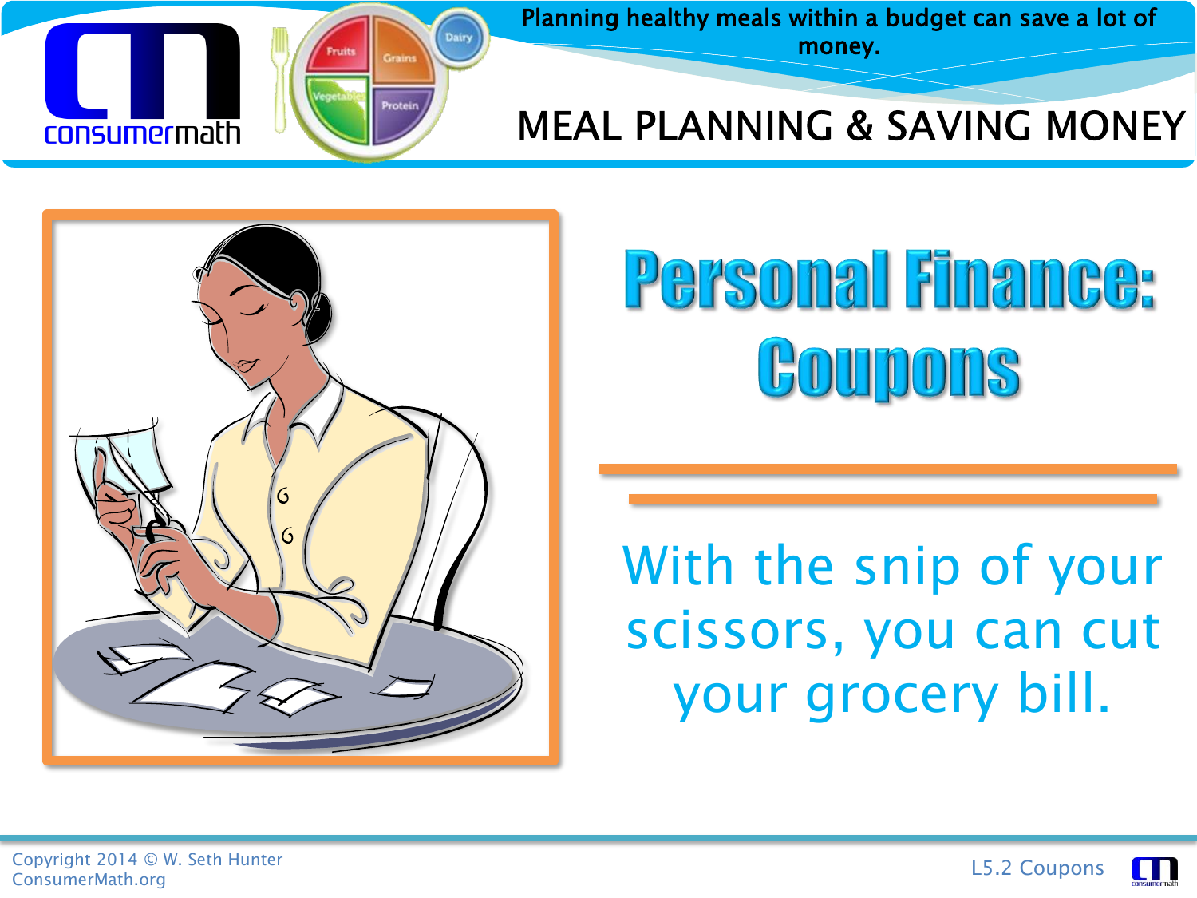Planning healthy meals within a budget can save a lot of money.

MEAL PLANNING & SAVING MONEY

# Personal Finance: Coupons

With the snip of your scissors, you can cut your grocery bill.

Copyright 2014 © W. Seth Hunter
ConsumerMath.org

L5.2 Coupons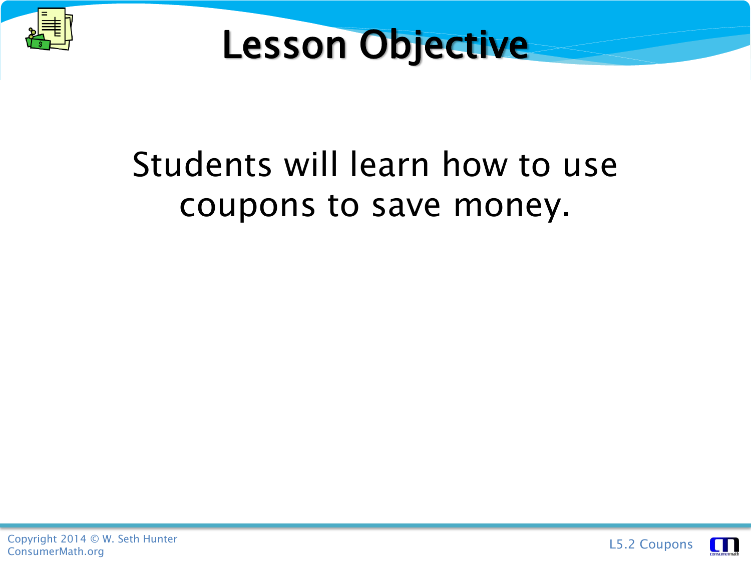# Lesson Objective

Students will learn how to use coupons to save money.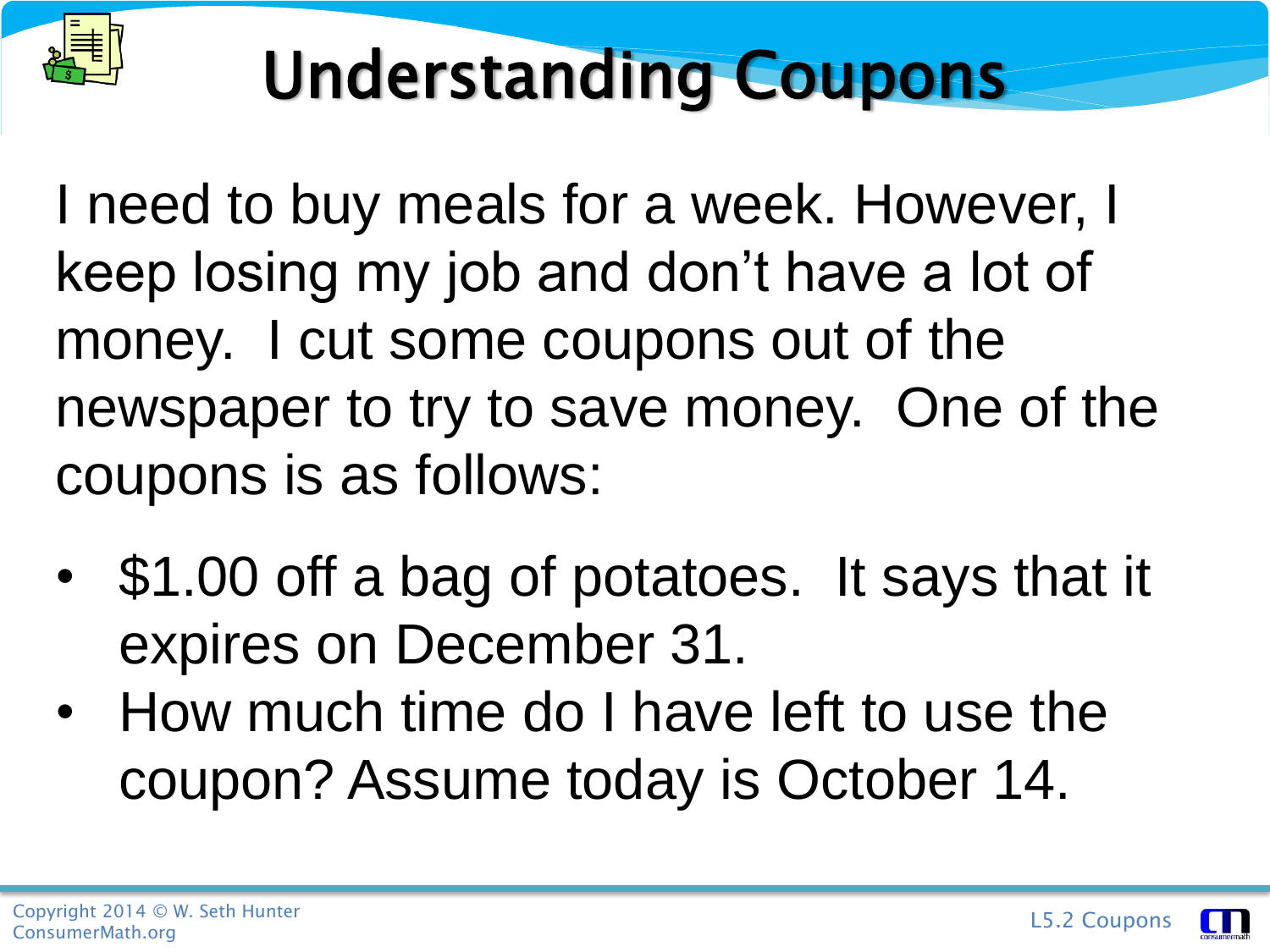# Understanding Coupons

I need to buy meals for a week. However, I keep losing my job and don't have a lot of money. I cut some coupons out of the newspaper to try to save money. One of the coupons is as follows:

- $1.00 off a bag of potatoes. It says that it expires on December 31.
- How much time do I have left to use the coupon? Assume today is October 14.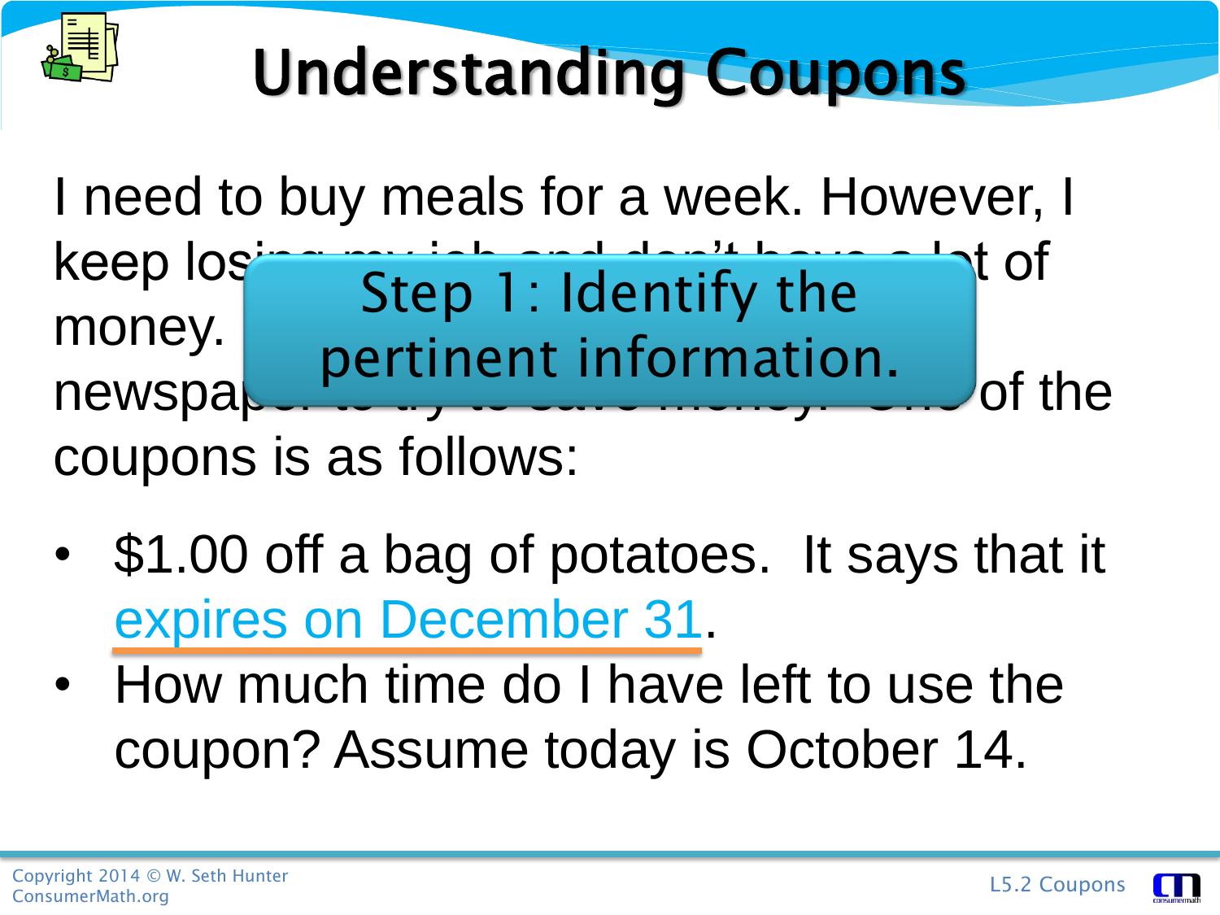# Understanding Coupons

I need to buy meals for a week. However, I keep losing my job and don't have a lot of money. I have been cutting coupons from the newspaper to try to save money. One of the coupons is as follows:

**Step 1: Identify the pertinent information.**

- $1.00 off a bag of potatoes. It says that it expires on December 31.
- How much time do I have left to use the coupon? Assume today is October 14.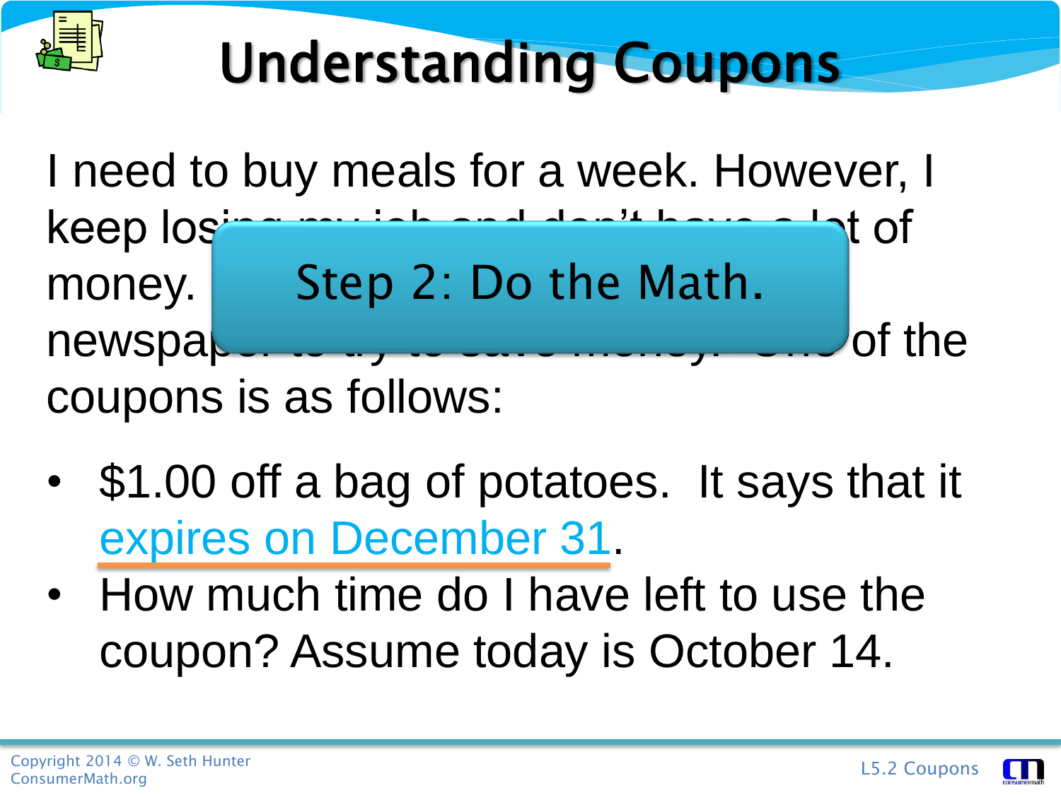# Understanding Coupons

I need to buy meals for a week. However, I keep los... t of money. ... newspap... of the coupons is as follows:

**Step 2: Do the Math.**

- $1.00 off a bag of potatoes. It says that it expires on December 31.
- How much time do I have left to use the coupon? Assume today is October 14.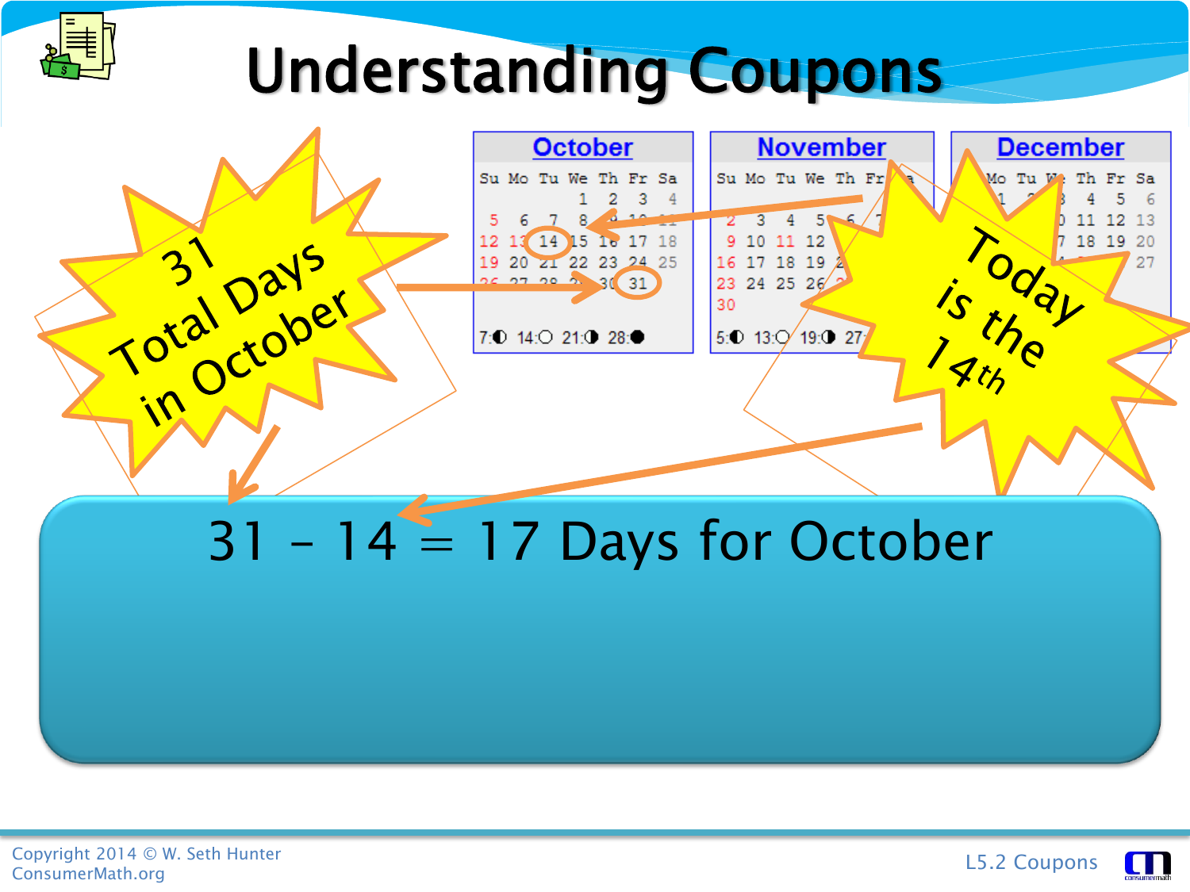# Understanding Coupons

31 Total Days in October

Today is the 14th

31 – 14 = 17 Days for October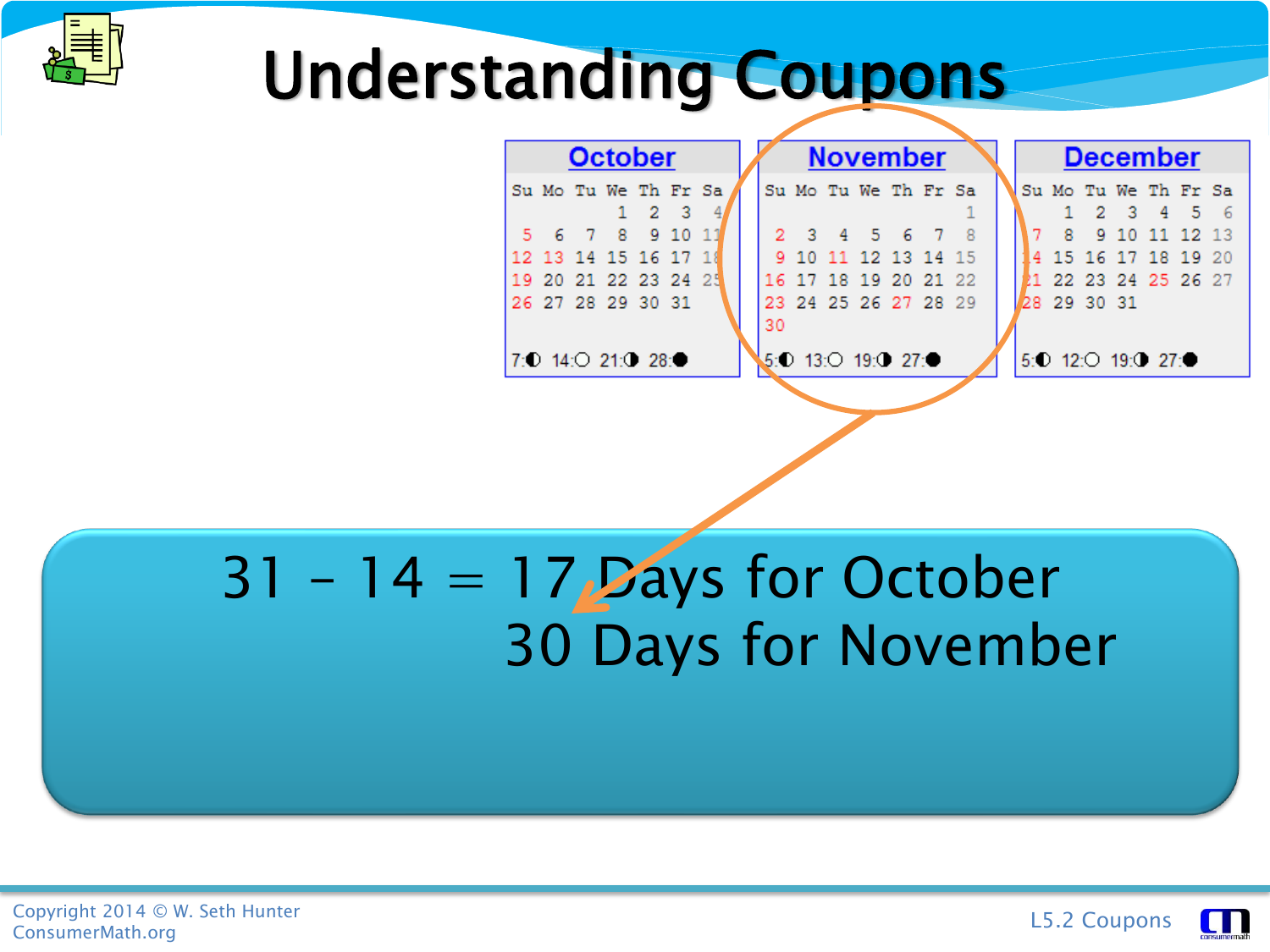# Understanding Coupons

| October | | | | | | |
|---|---|---|---|---|---|---|
| Su | Mo | Tu | We | Th | Fr | Sa |
| | | | 1 | 2 | 3 | 4 |
| 5 | 6 | 7 | 8 | 9 | 10 | 11 |
| 12 | 13 | 14 | 15 | 16 | 17 | 18 |
| 19 | 20 | 21 | 22 | 23 | 24 | 25 |
| 26 | 27 | 28 | 29 | 30 | 31 | |

7:◐ 14:○ 21:◑ 28:●

| November | | | | | | |
|---|---|---|---|---|---|---|
| Su | Mo | Tu | We | Th | Fr | Sa |
| | | | | | | 1 |
| 2 | 3 | 4 | 5 | 6 | 7 | 8 |
| 9 | 10 | 11 | 12 | 13 | 14 | 15 |
| 16 | 17 | 18 | 19 | 20 | 21 | 22 |
| 23 | 24 | 25 | 26 | 27 | 28 | 29 |
| 30 | | | | | | |

5:◐ 13:○ 19:◑ 27:●

| December | | | | | | |
|---|---|---|---|---|---|---|
| Su | Mo | Tu | We | Th | Fr | Sa |
| | 1 | 2 | 3 | 4 | 5 | 6 |
| 7 | 8 | 9 | 10 | 11 | 12 | 13 |
| 14 | 15 | 16 | 17 | 18 | 19 | 20 |
| 21 | 22 | 23 | 24 | 25 | 26 | 27 |
| 28 | 29 | 30 | 31 | | | |

5:◐ 12:○ 19:◑ 27:●

$31 - 14 = 17$ Days for October

30 Days for November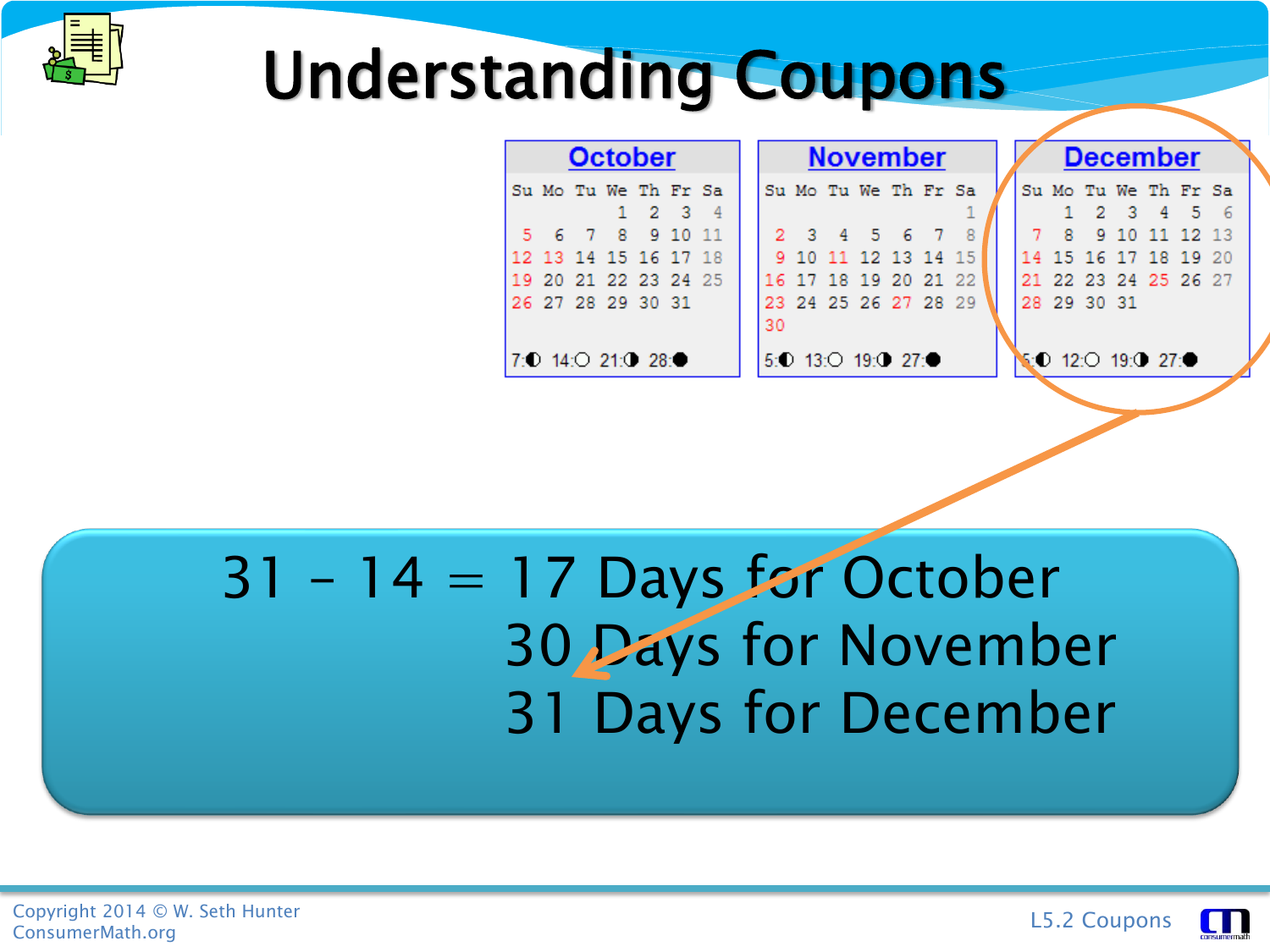# Understanding Coupons

| October | | | | | | |
|---|---|---|---|---|---|---|
| Su | Mo | Tu | We | Th | Fr | Sa |
| | | | 1 | 2 | 3 | 4 |
| 5 | 6 | 7 | 8 | 9 | 10 | 11 |
| 12 | 13 | 14 | 15 | 16 | 17 | 18 |
| 19 | 20 | 21 | 22 | 23 | 24 | 25 |
| 26 | 27 | 28 | 29 | 30 | 31 | |

7:◐ 14:○ 21:◑ 28:●

| November | | | | | | |
|---|---|---|---|---|---|---|
| Su | Mo | Tu | We | Th | Fr | Sa |
| | | | | | | 1 |
| 2 | 3 | 4 | 5 | 6 | 7 | 8 |
| 9 | 10 | 11 | 12 | 13 | 14 | 15 |
| 16 | 17 | 18 | 19 | 20 | 21 | 22 |
| 23 | 24 | 25 | 26 | 27 | 28 | 29 |
| 30 | | | | | | |

5:◐ 13:○ 19:◑ 27:●

| December | | | | | | |
|---|---|---|---|---|---|---|
| Su | Mo | Tu | We | Th | Fr | Sa |
| | 1 | 2 | 3 | 4 | 5 | 6 |
| 7 | 8 | 9 | 10 | 11 | 12 | 13 |
| 14 | 15 | 16 | 17 | 18 | 19 | 20 |
| 21 | 22 | 23 | 24 | 25 | 26 | 27 |
| 28 | 29 | 30 | 31 | | | |

5:◐ 12:○ 19:◑ 27:●

$31 - 14 = 17$ Days for October
30 Days for November
31 Days for December

Copyright 2014 © W. Seth Hunter
ConsumerMath.org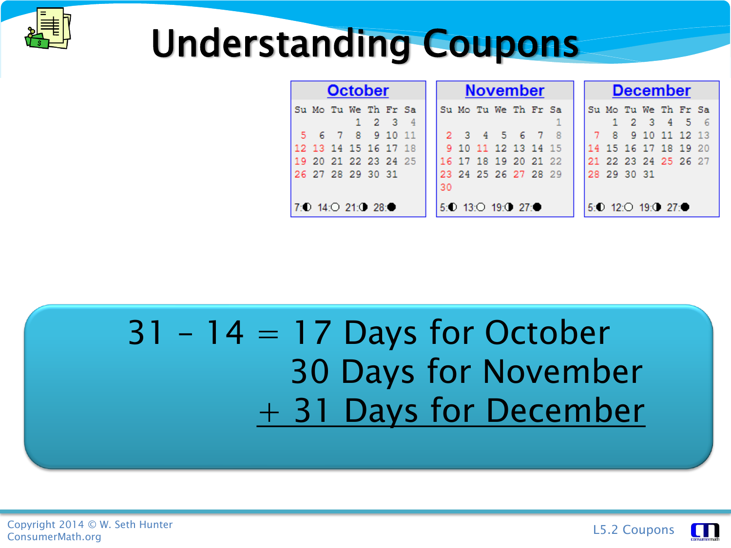# Understanding Coupons

**October**

| Su | Mo | Tu | We | Th | Fr | Sa |
|---|---|---|---|---|---|---|
| | | | 1 | 2 | 3 | 4 |
| 5 | 6 | 7 | 8 | 9 | 10 | 11 |
| 12 | 13 | 14 | 15 | 16 | 17 | 18 |
| 19 | 20 | 21 | 22 | 23 | 24 | 25 |
| 26 | 27 | 28 | 29 | 30 | 31 | |

7:◐ 14:○ 21:◑ 28:●

**November**

| Su | Mo | Tu | We | Th | Fr | Sa |
|---|---|---|---|---|---|---|
| | | | | | | 1 |
| 2 | 3 | 4 | 5 | 6 | 7 | 8 |
| 9 | 10 | 11 | 12 | 13 | 14 | 15 |
| 16 | 17 | 18 | 19 | 20 | 21 | 22 |
| 23 | 24 | 25 | 26 | 27 | 28 | 29 |
| 30 | | | | | | |

5:◐ 13:○ 19:◑ 27:●

**December**

| Su | Mo | Tu | We | Th | Fr | Sa |
|---|---|---|---|---|---|---|
| | 1 | 2 | 3 | 4 | 5 | 6 |
| 7 | 8 | 9 | 10 | 11 | 12 | 13 |
| 14 | 15 | 16 | 17 | 18 | 19 | 20 |
| 21 | 22 | 23 | 24 | 25 | 26 | 27 |
| 28 | 29 | 30 | 31 | | | |

5:◐ 12:○ 19:◑ 27:●

$31 - 14 = 17$ Days for October
30 Days for November
+ 31 Days for December

Copyright 2014 © W. Seth Hunter
ConsumerMath.org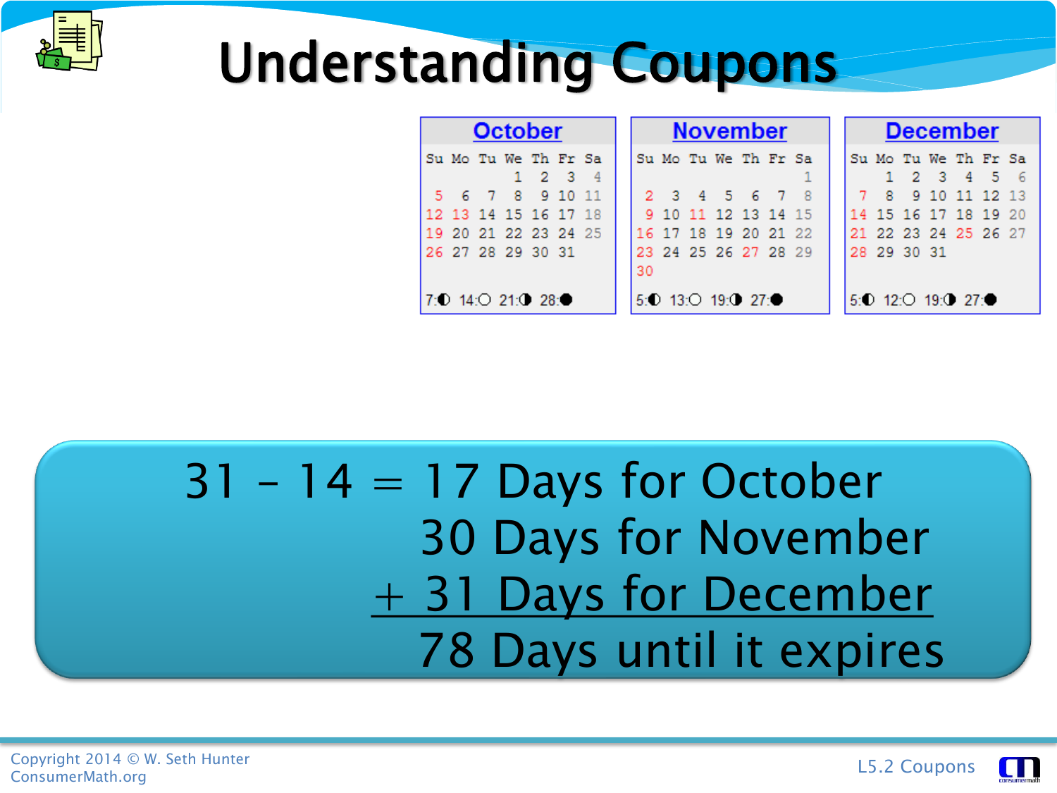# Understanding Coupons

| **October** | | | | | | |
|---|---|---|---|---|---|---|
| Su | Mo | Tu | We | Th | Fr | Sa |
| | | | 1 | 2 | 3 | 4 |
| 5 | 6 | 7 | 8 | 9 | 10 | 11 |
| 12 | 13 | 14 | 15 | 16 | 17 | 18 |
| 19 | 20 | 21 | 22 | 23 | 24 | 25 |
| 26 | 27 | 28 | 29 | 30 | 31 | |

7:◐ 14:○ 21:◑ 28:●

| **November** | | | | | | |
|---|---|---|---|---|---|---|
| Su | Mo | Tu | We | Th | Fr | Sa |
| | | | | | | 1 |
| 2 | 3 | 4 | 5 | 6 | 7 | 8 |
| 9 | 10 | 11 | 12 | 13 | 14 | 15 |
| 16 | 17 | 18 | 19 | 20 | 21 | 22 |
| 23 | 24 | 25 | 26 | 27 | 28 | 29 |
| 30 | | | | | | |

5:◐ 13:○ 19:◑ 27:●

| **December** | | | | | | |
|---|---|---|---|---|---|---|
| Su | Mo | Tu | We | Th | Fr | Sa |
| | 1 | 2 | 3 | 4 | 5 | 6 |
| 7 | 8 | 9 | 10 | 11 | 12 | 13 |
| 14 | 15 | 16 | 17 | 18 | 19 | 20 |
| 21 | 22 | 23 | 24 | 25 | 26 | 27 |
| 28 | 29 | 30 | 31 | | | |

5:◐ 12:○ 19:◑ 27:●

31 – 14 = 17 Days for October
30 Days for November
+ 31 Days for December
78 Days until it expires

Copyright 2014 © W. Seth Hunter
ConsumerMath.org

L5.2 Coupons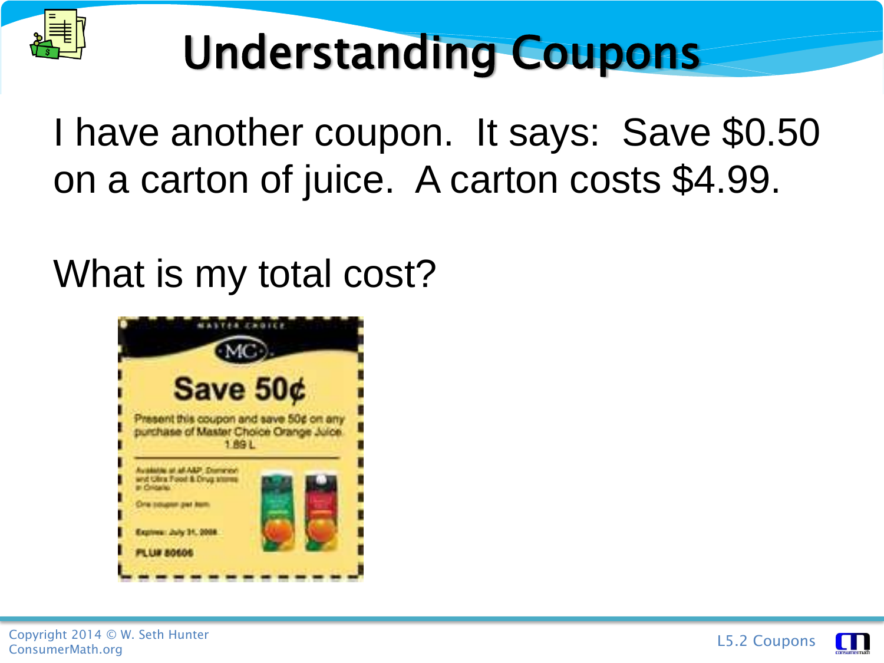# Understanding Coupons

I have another coupon. It says: Save $0.50 on a carton of juice. A carton costs $4.99.

What is my total cost?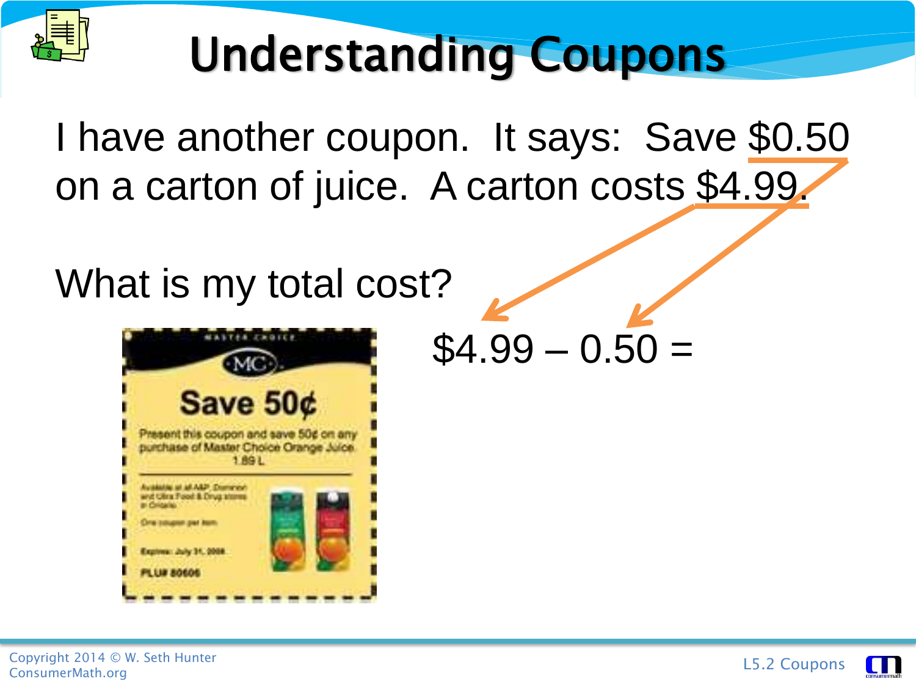# Understanding Coupons

I have another coupon. It says: Save $0.50 on a carton of juice. A carton costs $4.99.

What is my total cost?

$4.99 – 0.50 =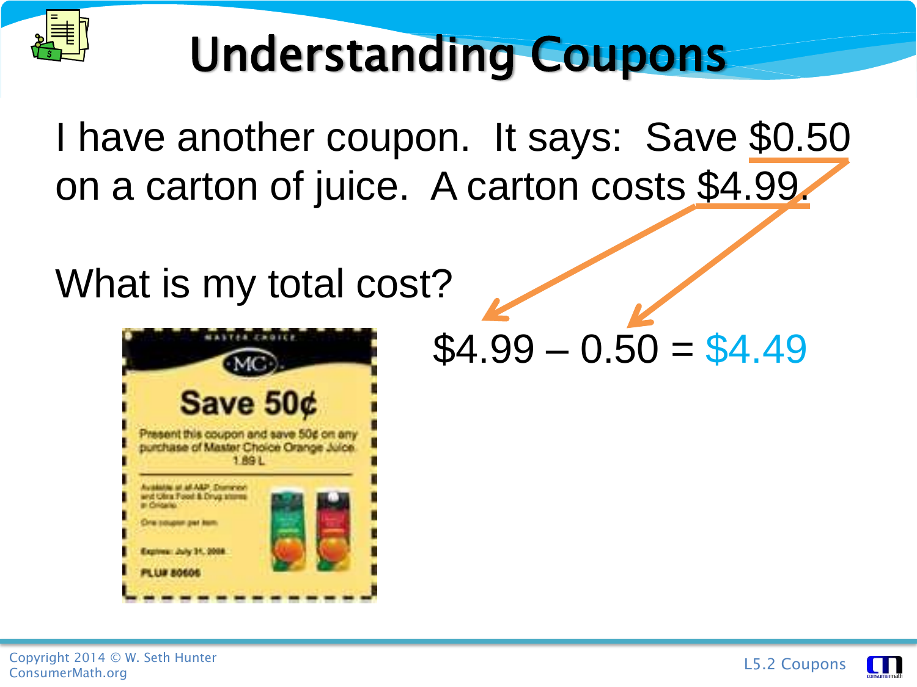# Understanding Coupons

I have another coupon. It says: Save \$0.50 on a carton of juice. A carton costs \$4.99.

What is my total cost?

$\$4.99 – 0.50 = \$4.49$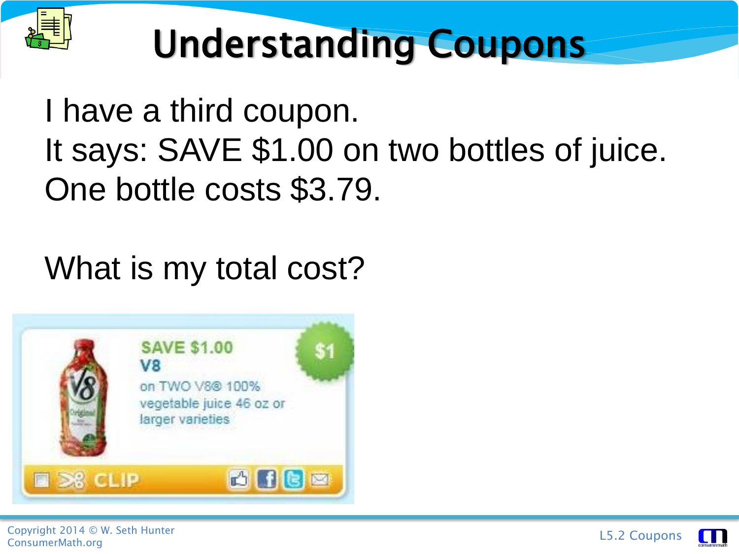# Understanding Coupons

I have a third coupon.
It says: SAVE $1.00 on two bottles of juice.
One bottle costs $3.79.

What is my total cost?

SAVE $1.00
V8
on TWO V8® 100% vegetable juice 46 oz or larger varieties

$1

CLIP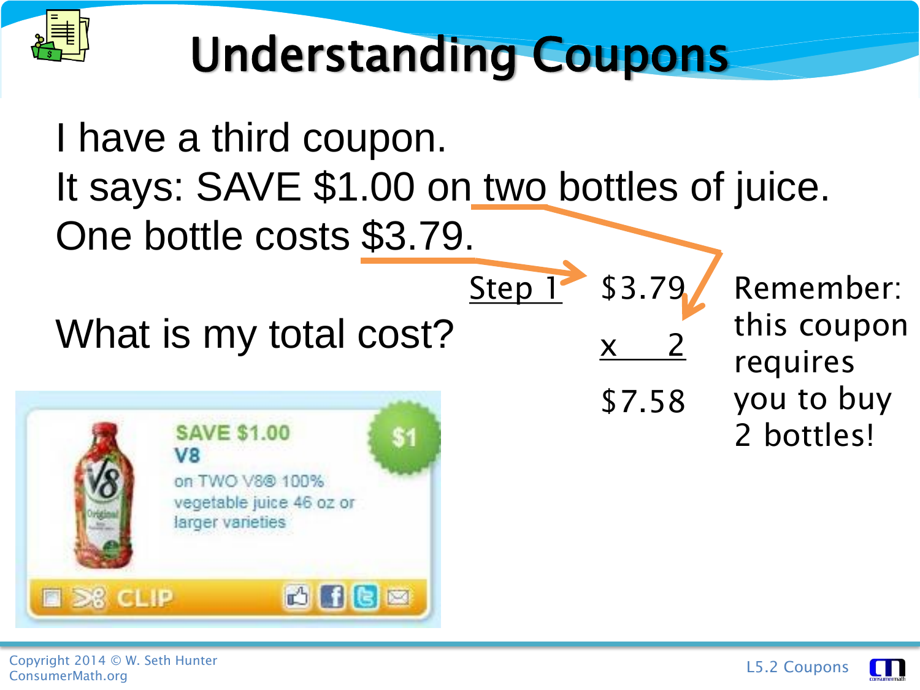# Understanding Coupons

I have a third coupon.

It says: SAVE $1.00 on two bottles of juice.

One bottle costs $3.79.

What is my total cost?

Step 1

$$
\begin{array}{r}
\$3.79 \\
\underline{\times \quad 2} \\
\$7.58
\end{array}
$$

Remember: this coupon requires you to buy 2 bottles!

SAVE $1.00
V8
on TWO V8® 100% vegetable juice 46 oz or larger varieties

$1

CLIP

Copyright 2014 © W. Seth Hunter
ConsumerMath.org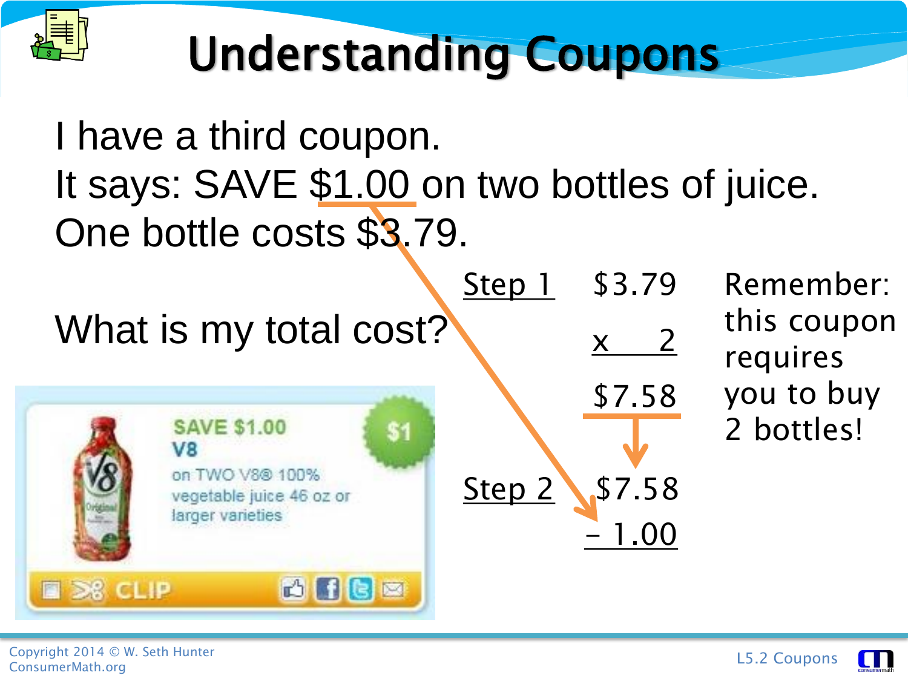# Understanding Coupons

I have a third coupon.
It says: SAVE $1.00 on two bottles of juice.
One bottle costs $3.79.

What is my total cost?

SAVE $1.00
V8
on TWO V8® 100% vegetable juice 46 oz or larger varieties

CLIP

Step 1

$$\begin{array}{r} \$3.79 \\ \times \quad 2 \\ \hline \$7.58 \end{array}$$

Step 2

$$\begin{array}{r} \$7.58 \\ -\ 1.00 \\ \hline \end{array}$$

Remember: this coupon requires you to buy 2 bottles!

Copyright 2014 © W. Seth Hunter
ConsumerMath.org

L5.2 Coupons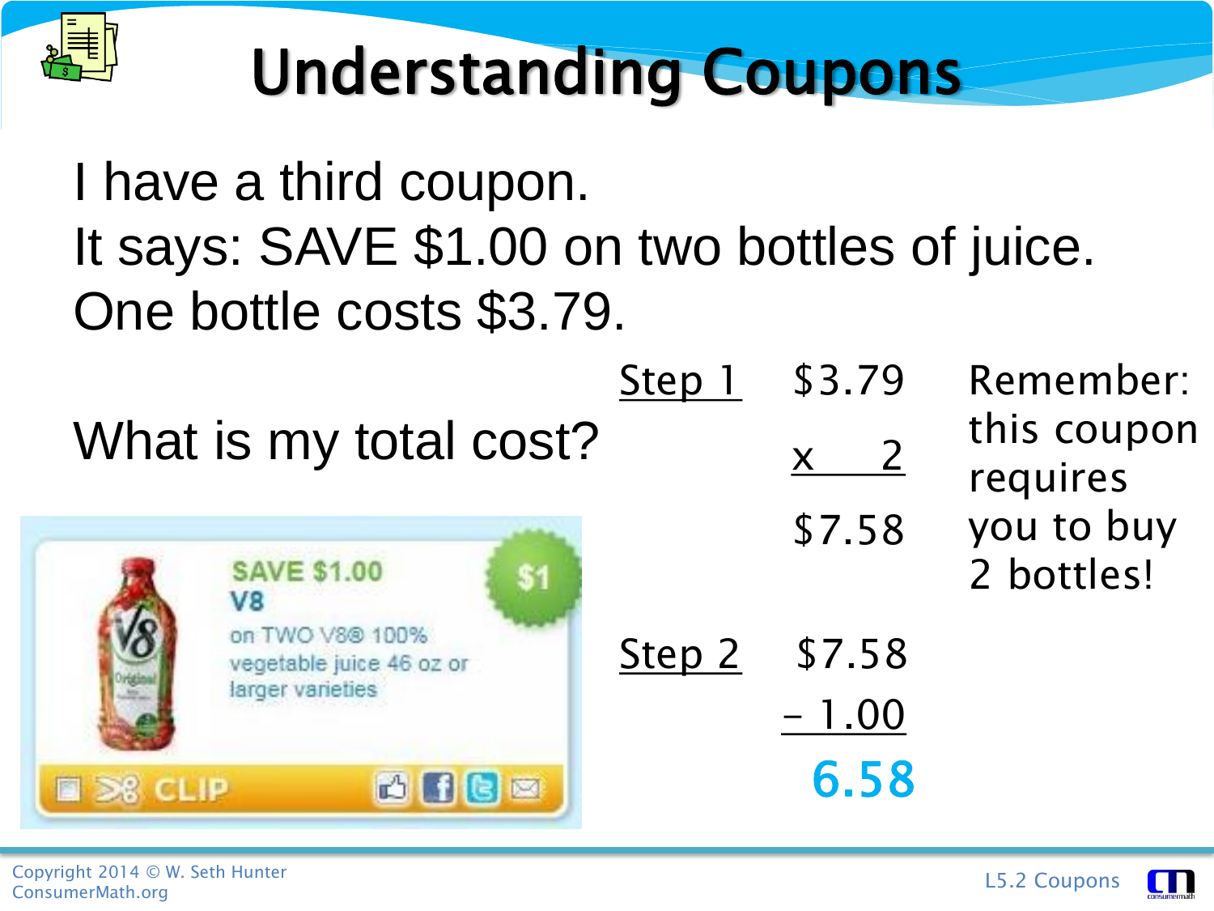# Understanding Coupons

I have a third coupon.
It says: SAVE $1.00 on two bottles of juice.
One bottle costs $3.79.

What is my total cost?

Step 1

```
  $3.79
x     2
  $7.58
```

Remember: this coupon requires you to buy 2 bottles!

Step 2

```
  $7.58
 - 1.00
   6.58
```

SAVE $1.00
V8
on TWO V8® 100% vegetable juice 46 oz or larger varieties

$1

CLIP

Copyright 2014 © W. Seth Hunter
ConsumerMath.org

L5.2 Coupons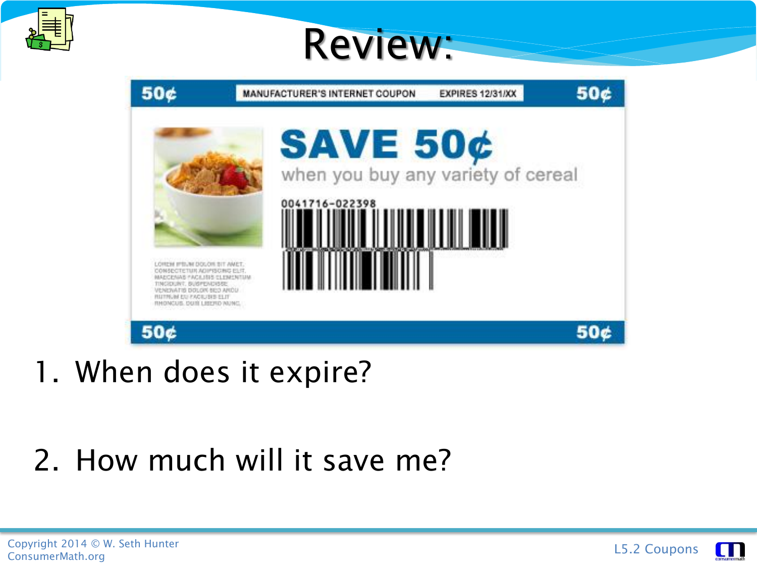# Review:

50¢ | MANUFACTURER'S INTERNET COUPON | EXPIRES 12/31/XX | 50¢

**SAVE 50¢**

when you buy any variety of cereal

0041716-022398

LOREM IPSUM DOLOR SIT AMET, CONSECTETUR ADIPISCING ELIT. MAECENAS FACILISIS ELEMENTUM TINCIDUNT. SUSPENDISSE VENENATIS DOLOR SED ARCU RUTRUM EU FACILISIS ELIT RHONCUS. DUIS LIBERO NUNC.

50¢ 50¢

1. When does it expire?

2. How much will it save me?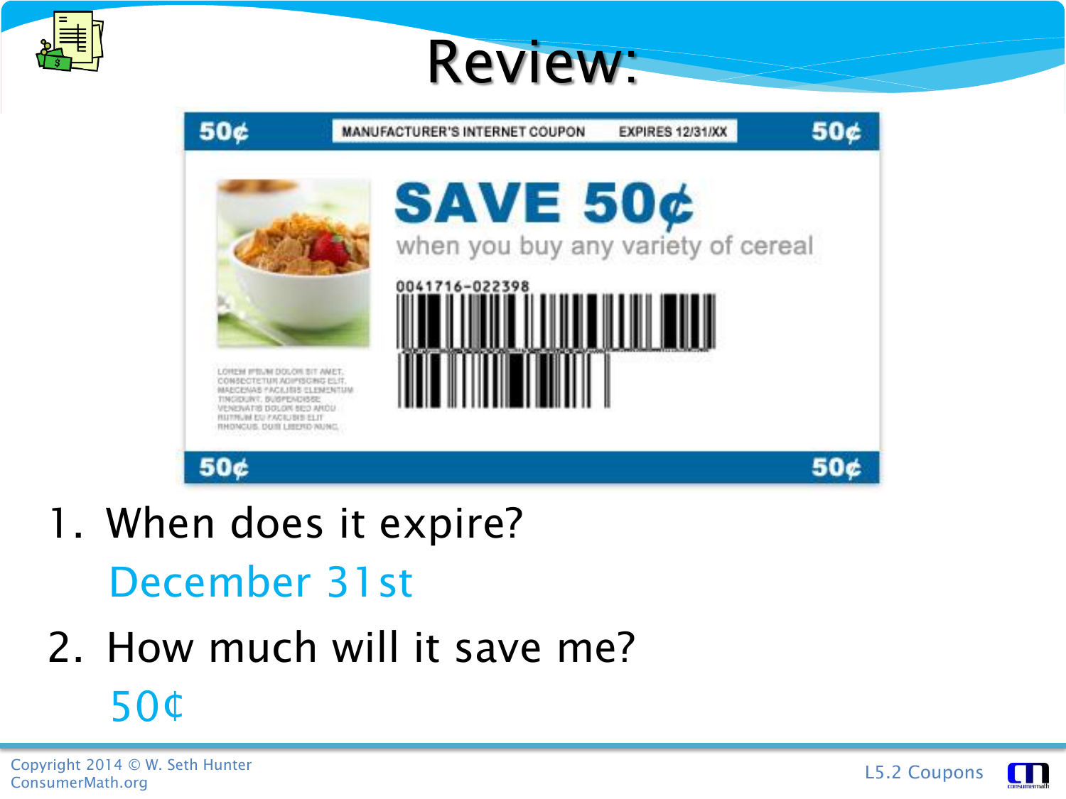# Review:

MANUFACTURER'S INTERNET COUPON EXPIRES 12/31/XX

50¢

SAVE 50¢

when you buy any variety of cereal

1. When does it expire?

   December 31st

2. How much will it save me?

   50¢